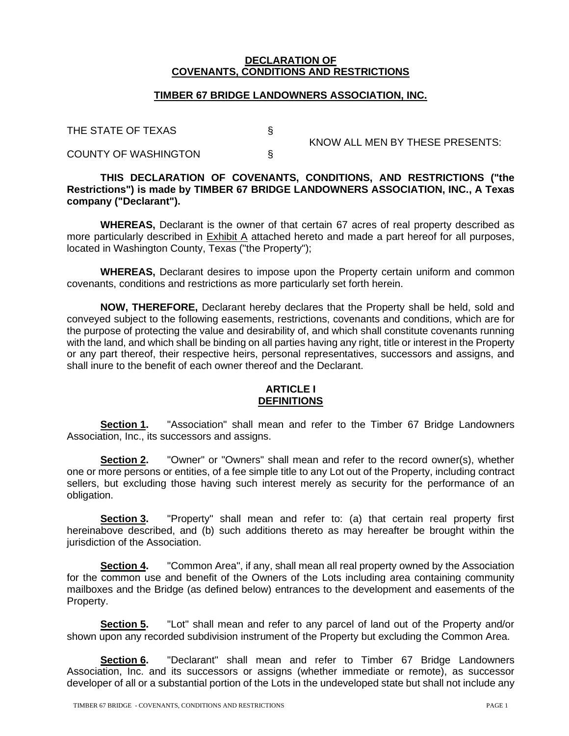**DECLARATION OF**
**COVENANTS, CONDITIONS AND RESTRICTIONS**

**TIMBER 67 BRIDGE LANDOWNERS ASSOCIATION, INC.**

THE STATE OF TEXAS §
 KNOW ALL MEN BY THESE PRESENTS:
COUNTY OF WASHINGTON §

**THIS DECLARATION OF COVENANTS, CONDITIONS, AND RESTRICTIONS ("the Restrictions") is made by TIMBER 67 BRIDGE LANDOWNERS ASSOCIATION, INC., A Texas company ("Declarant").**

**WHEREAS,** Declarant is the owner of that certain 67 acres of real property described as more particularly described in Exhibit A attached hereto and made a part hereof for all purposes, located in Washington County, Texas ("the Property");

**WHEREAS,** Declarant desires to impose upon the Property certain uniform and common covenants, conditions and restrictions as more particularly set forth herein.

**NOW, THEREFORE,** Declarant hereby declares that the Property shall be held, sold and conveyed subject to the following easements, restrictions, covenants and conditions, which are for the purpose of protecting the value and desirability of, and which shall constitute covenants running with the land, and which shall be binding on all parties having any right, title or interest in the Property or any part thereof, their respective heirs, personal representatives, successors and assigns, and shall inure to the benefit of each owner thereof and the Declarant.

## ARTICLE I
## DEFINITIONS

**Section 1.** "Association" shall mean and refer to the Timber 67 Bridge Landowners Association, Inc., its successors and assigns.

**Section 2.** "Owner" or "Owners" shall mean and refer to the record owner(s), whether one or more persons or entities, of a fee simple title to any Lot out of the Property, including contract sellers, but excluding those having such interest merely as security for the performance of an obligation.

**Section 3.** "Property" shall mean and refer to: (a) that certain real property first hereinabove described, and (b) such additions thereto as may hereafter be brought within the jurisdiction of the Association.

**Section 4.** "Common Area", if any, shall mean all real property owned by the Association for the common use and benefit of the Owners of the Lots including area containing community mailboxes and the Bridge (as defined below) entrances to the development and easements of the Property.

**Section 5.** "Lot" shall mean and refer to any parcel of land out of the Property and/or shown upon any recorded subdivision instrument of the Property but excluding the Common Area.

**Section 6.** "Declarant" shall mean and refer to Timber 67 Bridge Landowners Association, Inc. and its successors or assigns (whether immediate or remote), as successor developer of all or a substantial portion of the Lots in the undeveloped state but shall not include any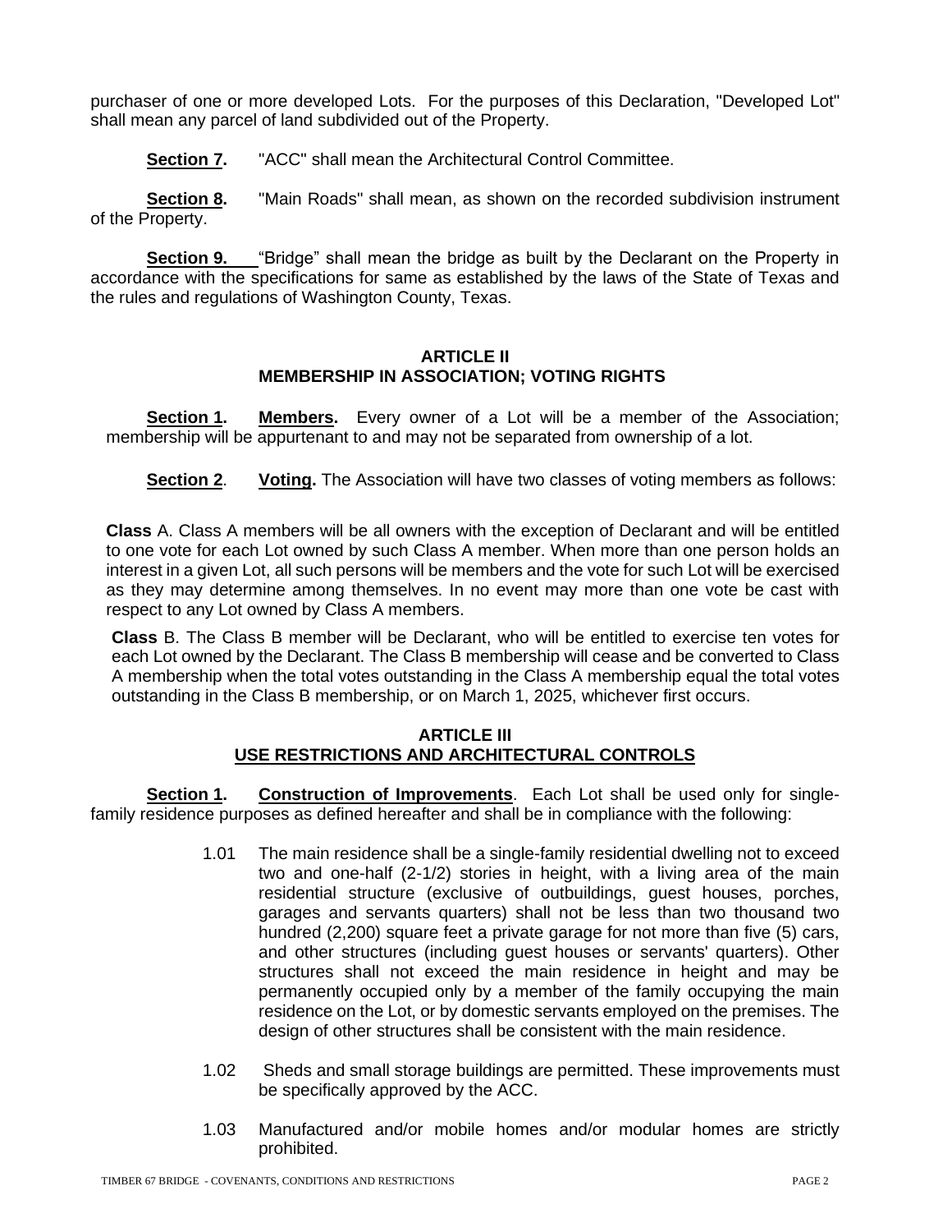purchaser of one or more developed Lots. For the purposes of this Declaration, "Developed Lot" shall mean any parcel of land subdivided out of the Property.

**Section 7.** "ACC" shall mean the Architectural Control Committee.

**Section 8.** "Main Roads" shall mean, as shown on the recorded subdivision instrument of the Property.

**Section 9.** "Bridge" shall mean the bridge as built by the Declarant on the Property in accordance with the specifications for same as established by the laws of the State of Texas and the rules and regulations of Washington County, Texas.

## ARTICLE II
## MEMBERSHIP IN ASSOCIATION; VOTING RIGHTS

**Section 1. Members.** Every owner of a Lot will be a member of the Association; membership will be appurtenant to and may not be separated from ownership of a lot.

**Section 2. Voting.** The Association will have two classes of voting members as follows:

**Class** A. Class A members will be all owners with the exception of Declarant and will be entitled to one vote for each Lot owned by such Class A member. When more than one person holds an interest in a given Lot, all such persons will be members and the vote for such Lot will be exercised as they may determine among themselves. In no event may more than one vote be cast with respect to any Lot owned by Class A members.

**Class** B. The Class B member will be Declarant, who will be entitled to exercise ten votes for each Lot owned by the Declarant. The Class B membership will cease and be converted to Class A membership when the total votes outstanding in the Class A membership equal the total votes outstanding in the Class B membership, or on March 1, 2025, whichever first occurs.

## ARTICLE III
## USE RESTRICTIONS AND ARCHITECTURAL CONTROLS

**Section 1. Construction of Improvements.** Each Lot shall be used only for single-family residence purposes as defined hereafter and shall be in compliance with the following:

1.01 The main residence shall be a single-family residential dwelling not to exceed two and one-half (2-1/2) stories in height, with a living area of the main residential structure (exclusive of outbuildings, guest houses, porches, garages and servants quarters) shall not be less than two thousand two hundred (2,200) square feet a private garage for not more than five (5) cars, and other structures (including guest houses or servants' quarters). Other structures shall not exceed the main residence in height and may be permanently occupied only by a member of the family occupying the main residence on the Lot, or by domestic servants employed on the premises. The design of other structures shall be consistent with the main residence.

1.02 Sheds and small storage buildings are permitted. These improvements must be specifically approved by the ACC.

1.03 Manufactured and/or mobile homes and/or modular homes are strictly prohibited.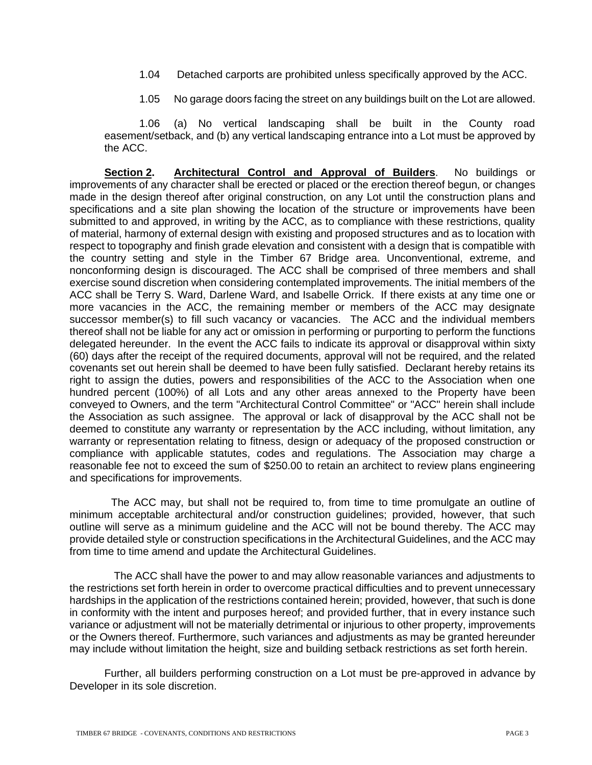1.04 Detached carports are prohibited unless specifically approved by the ACC.

1.05 No garage doors facing the street on any buildings built on the Lot are allowed.

1.06 (a) No vertical landscaping shall be built in the County road easement/setback, and (b) any vertical landscaping entrance into a Lot must be approved by the ACC.

**Section 2.** **Architectural Control and Approval of Builders**. No buildings or improvements of any character shall be erected or placed or the erection thereof begun, or changes made in the design thereof after original construction, on any Lot until the construction plans and specifications and a site plan showing the location of the structure or improvements have been submitted to and approved, in writing by the ACC, as to compliance with these restrictions, quality of material, harmony of external design with existing and proposed structures and as to location with respect to topography and finish grade elevation and consistent with a design that is compatible with the country setting and style in the Timber 67 Bridge area. Unconventional, extreme, and nonconforming design is discouraged. The ACC shall be comprised of three members and shall exercise sound discretion when considering contemplated improvements. The initial members of the ACC shall be Terry S. Ward, Darlene Ward, and Isabelle Orrick. If there exists at any time one or more vacancies in the ACC, the remaining member or members of the ACC may designate successor member(s) to fill such vacancy or vacancies. The ACC and the individual members thereof shall not be liable for any act or omission in performing or purporting to perform the functions delegated hereunder. In the event the ACC fails to indicate its approval or disapproval within sixty (60) days after the receipt of the required documents, approval will not be required, and the related covenants set out herein shall be deemed to have been fully satisfied. Declarant hereby retains its right to assign the duties, powers and responsibilities of the ACC to the Association when one hundred percent (100%) of all Lots and any other areas annexed to the Property have been conveyed to Owners, and the term "Architectural Control Committee" or "ACC" herein shall include the Association as such assignee. The approval or lack of disapproval by the ACC shall not be deemed to constitute any warranty or representation by the ACC including, without limitation, any warranty or representation relating to fitness, design or adequacy of the proposed construction or compliance with applicable statutes, codes and regulations. The Association may charge a reasonable fee not to exceed the sum of $250.00 to retain an architect to review plans engineering and specifications for improvements.

The ACC may, but shall not be required to, from time to time promulgate an outline of minimum acceptable architectural and/or construction guidelines; provided, however, that such outline will serve as a minimum guideline and the ACC will not be bound thereby. The ACC may provide detailed style or construction specifications in the Architectural Guidelines, and the ACC may from time to time amend and update the Architectural Guidelines.

The ACC shall have the power to and may allow reasonable variances and adjustments to the restrictions set forth herein in order to overcome practical difficulties and to prevent unnecessary hardships in the application of the restrictions contained herein; provided, however, that such is done in conformity with the intent and purposes hereof; and provided further, that in every instance such variance or adjustment will not be materially detrimental or injurious to other property, improvements or the Owners thereof. Furthermore, such variances and adjustments as may be granted hereunder may include without limitation the height, size and building setback restrictions as set forth herein.

Further, all builders performing construction on a Lot must be pre-approved in advance by Developer in its sole discretion.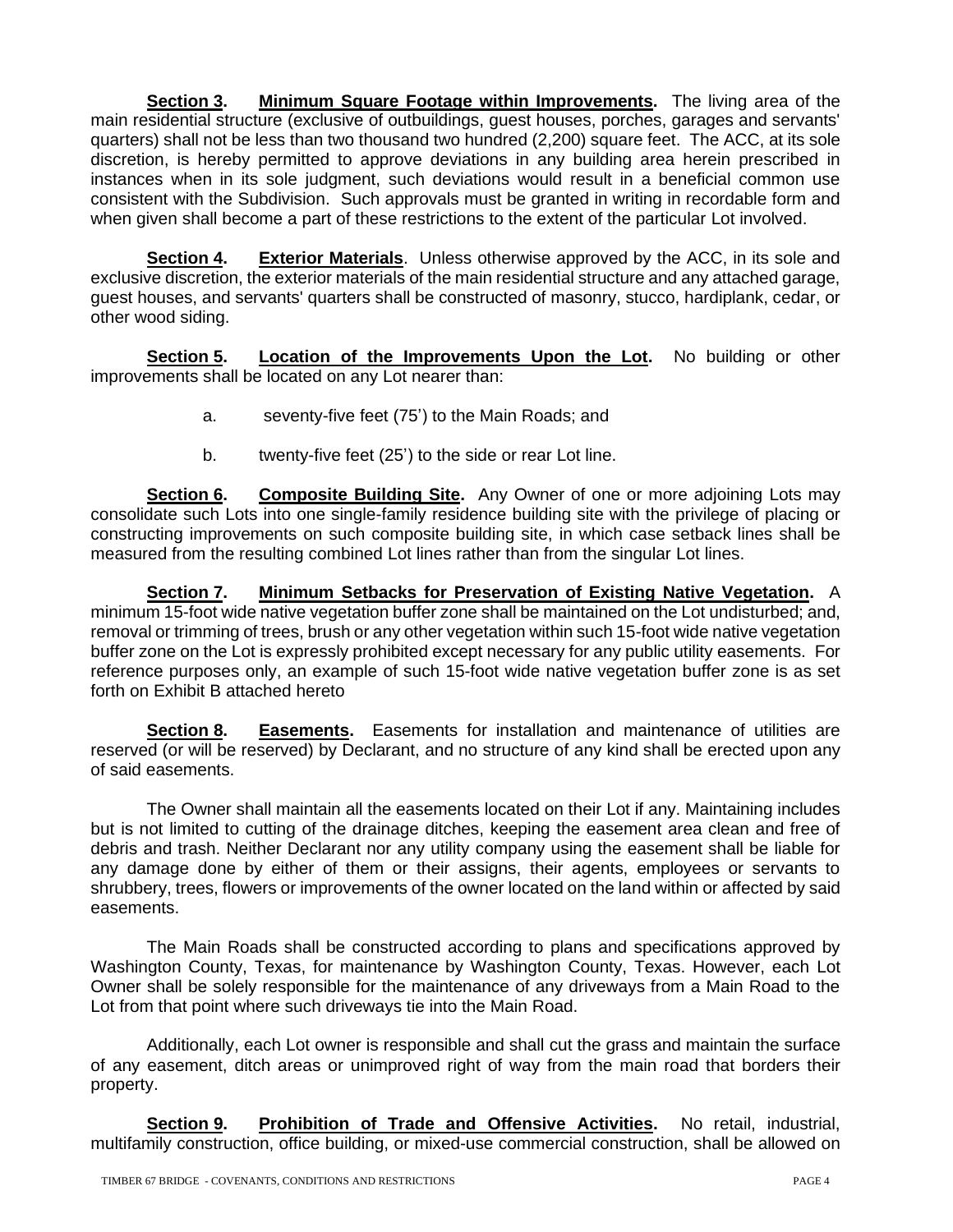**Section 3. Minimum Square Footage within Improvements.** The living area of the main residential structure (exclusive of outbuildings, guest houses, porches, garages and servants' quarters) shall not be less than two thousand two hundred (2,200) square feet. The ACC, at its sole discretion, is hereby permitted to approve deviations in any building area herein prescribed in instances when in its sole judgment, such deviations would result in a beneficial common use consistent with the Subdivision. Such approvals must be granted in writing in recordable form and when given shall become a part of these restrictions to the extent of the particular Lot involved.

**Section 4. Exterior Materials**. Unless otherwise approved by the ACC, in its sole and exclusive discretion, the exterior materials of the main residential structure and any attached garage, guest houses, and servants' quarters shall be constructed of masonry, stucco, hardiplank, cedar, or other wood siding.

**Section 5. Location of the Improvements Upon the Lot.** No building or other improvements shall be located on any Lot nearer than:

a. seventy-five feet (75') to the Main Roads; and

b. twenty-five feet (25') to the side or rear Lot line.

**Section 6. Composite Building Site.** Any Owner of one or more adjoining Lots may consolidate such Lots into one single-family residence building site with the privilege of placing or constructing improvements on such composite building site, in which case setback lines shall be measured from the resulting combined Lot lines rather than from the singular Lot lines.

**Section 7. Minimum Setbacks for Preservation of Existing Native Vegetation.** A minimum 15-foot wide native vegetation buffer zone shall be maintained on the Lot undisturbed; and, removal or trimming of trees, brush or any other vegetation within such 15-foot wide native vegetation buffer zone on the Lot is expressly prohibited except necessary for any public utility easements. For reference purposes only, an example of such 15-foot wide native vegetation buffer zone is as set forth on Exhibit B attached hereto

**Section 8. Easements.** Easements for installation and maintenance of utilities are reserved (or will be reserved) by Declarant, and no structure of any kind shall be erected upon any of said easements.

The Owner shall maintain all the easements located on their Lot if any. Maintaining includes but is not limited to cutting of the drainage ditches, keeping the easement area clean and free of debris and trash. Neither Declarant nor any utility company using the easement shall be liable for any damage done by either of them or their assigns, their agents, employees or servants to shrubbery, trees, flowers or improvements of the owner located on the land within or affected by said easements.

The Main Roads shall be constructed according to plans and specifications approved by Washington County, Texas, for maintenance by Washington County, Texas. However, each Lot Owner shall be solely responsible for the maintenance of any driveways from a Main Road to the Lot from that point where such driveways tie into the Main Road.

Additionally, each Lot owner is responsible and shall cut the grass and maintain the surface of any easement, ditch areas or unimproved right of way from the main road that borders their property.

**Section 9. Prohibition of Trade and Offensive Activities.** No retail, industrial, multifamily construction, office building, or mixed-use commercial construction, shall be allowed on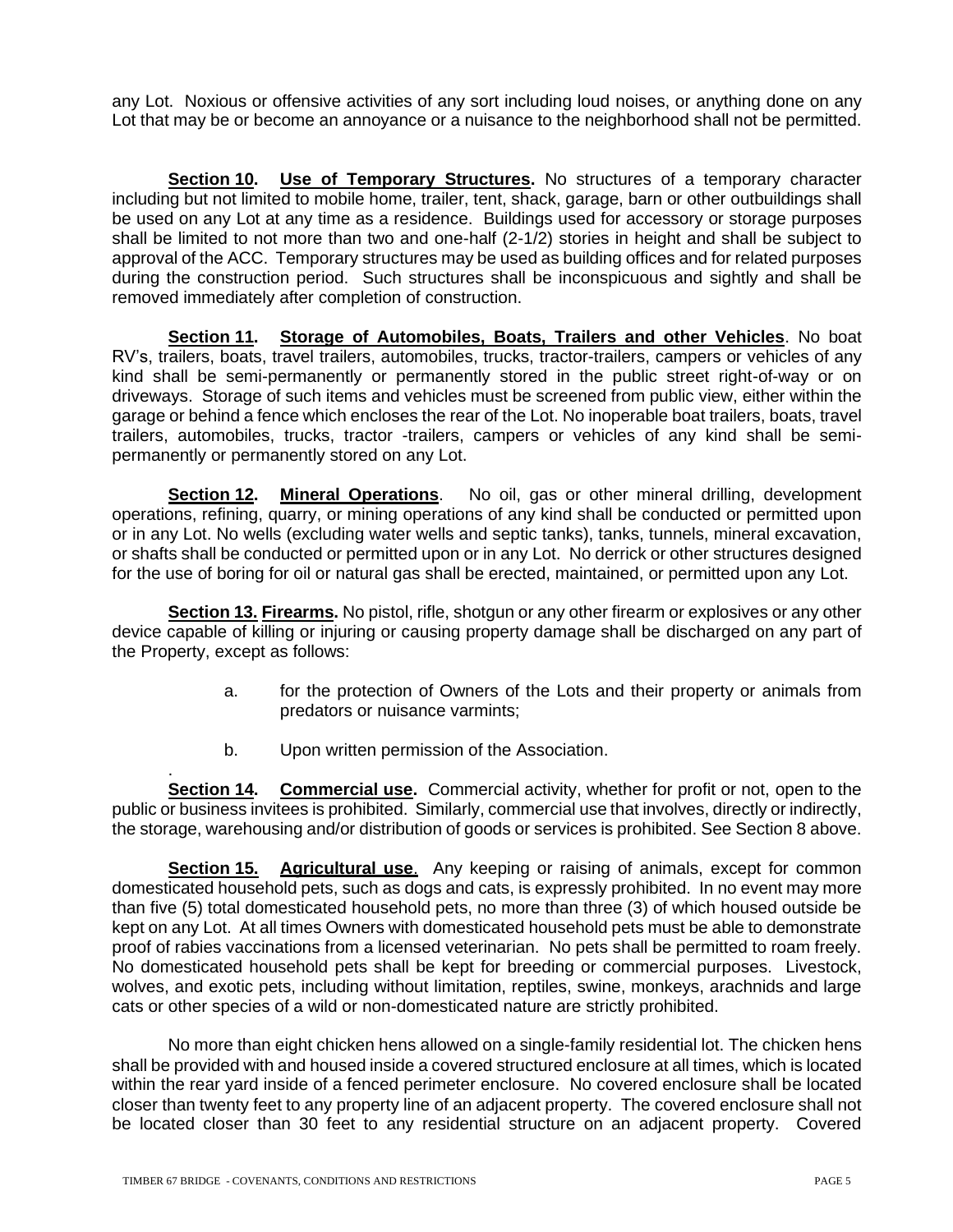any Lot. Noxious or offensive activities of any sort including loud noises, or anything done on any Lot that may be or become an annoyance or a nuisance to the neighborhood shall not be permitted.

**Section 10. Use of Temporary Structures.** No structures of a temporary character including but not limited to mobile home, trailer, tent, shack, garage, barn or other outbuildings shall be used on any Lot at any time as a residence. Buildings used for accessory or storage purposes shall be limited to not more than two and one-half (2-1/2) stories in height and shall be subject to approval of the ACC. Temporary structures may be used as building offices and for related purposes during the construction period. Such structures shall be inconspicuous and sightly and shall be removed immediately after completion of construction.

**Section 11. Storage of Automobiles, Boats, Trailers and other Vehicles**. No boat RV's, trailers, boats, travel trailers, automobiles, trucks, tractor-trailers, campers or vehicles of any kind shall be semi-permanently or permanently stored in the public street right-of-way or on driveways. Storage of such items and vehicles must be screened from public view, either within the garage or behind a fence which encloses the rear of the Lot. No inoperable boat trailers, boats, travel trailers, automobiles, trucks, tractor -trailers, campers or vehicles of any kind shall be semi-permanently or permanently stored on any Lot.

**Section 12. Mineral Operations**. No oil, gas or other mineral drilling, development operations, refining, quarry, or mining operations of any kind shall be conducted or permitted upon or in any Lot. No wells (excluding water wells and septic tanks), tanks, tunnels, mineral excavation, or shafts shall be conducted or permitted upon or in any Lot. No derrick or other structures designed for the use of boring for oil or natural gas shall be erected, maintained, or permitted upon any Lot.

**Section 13. Firearms.** No pistol, rifle, shotgun or any other firearm or explosives or any other device capable of killing or injuring or causing property damage shall be discharged on any part of the Property, except as follows:

a. for the protection of Owners of the Lots and their property or animals from predators or nuisance varmints;

b. Upon written permission of the Association.

**Section 14. Commercial use.** Commercial activity, whether for profit or not, open to the public or business invitees is prohibited. Similarly, commercial use that involves, directly or indirectly, the storage, warehousing and/or distribution of goods or services is prohibited. See Section 8 above.

**Section 15. Agricultural use**. Any keeping or raising of animals, except for common domesticated household pets, such as dogs and cats, is expressly prohibited. In no event may more than five (5) total domesticated household pets, no more than three (3) of which housed outside be kept on any Lot. At all times Owners with domesticated household pets must be able to demonstrate proof of rabies vaccinations from a licensed veterinarian. No pets shall be permitted to roam freely. No domesticated household pets shall be kept for breeding or commercial purposes. Livestock, wolves, and exotic pets, including without limitation, reptiles, swine, monkeys, arachnids and large cats or other species of a wild or non-domesticated nature are strictly prohibited.

No more than eight chicken hens allowed on a single-family residential lot. The chicken hens shall be provided with and housed inside a covered structured enclosure at all times, which is located within the rear yard inside of a fenced perimeter enclosure. No covered enclosure shall be located closer than twenty feet to any property line of an adjacent property. The covered enclosure shall not be located closer than 30 feet to any residential structure on an adjacent property. Covered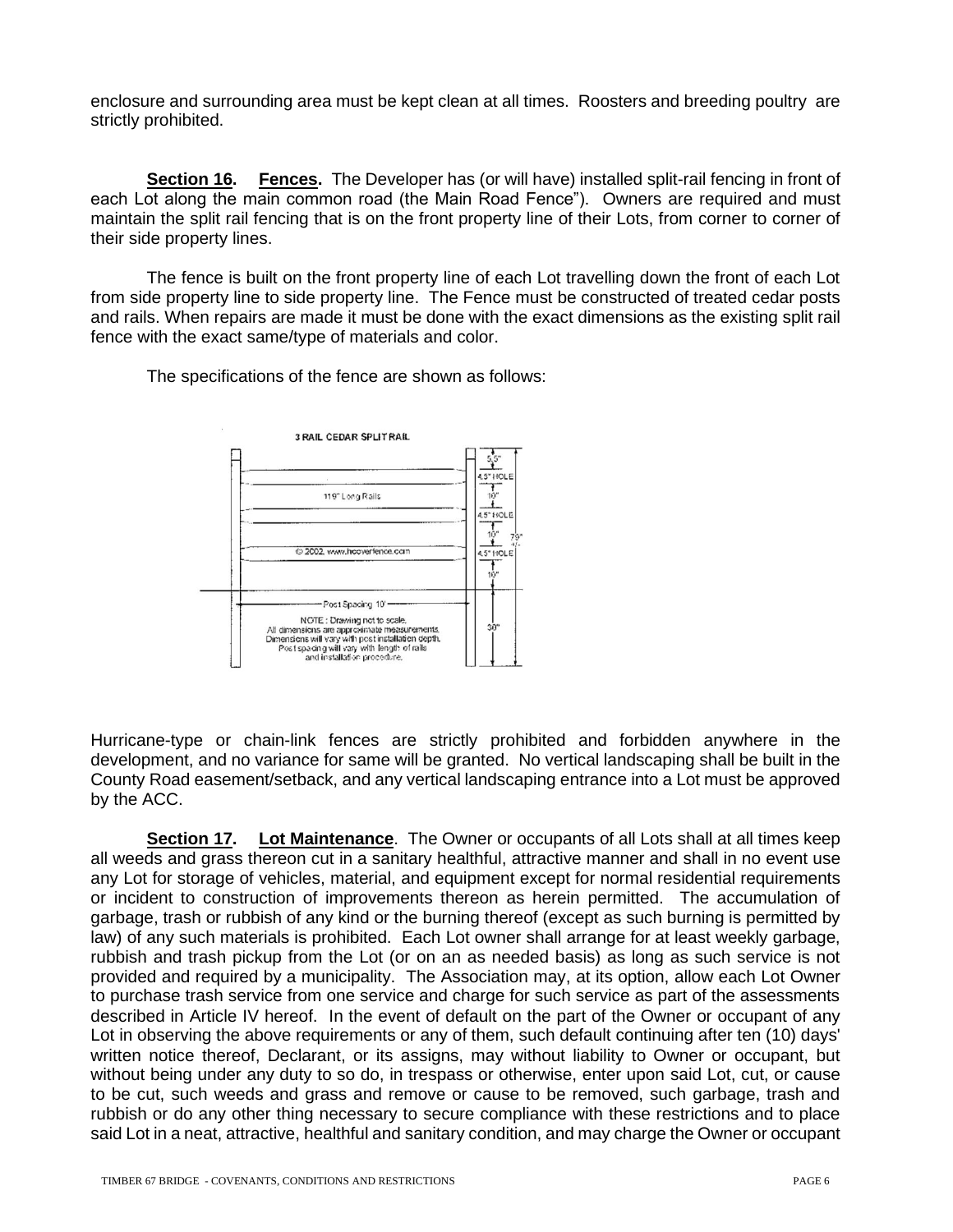enclosure and surrounding area must be kept clean at all times. Roosters and breeding poultry are strictly prohibited.

**Section 16. Fences.** The Developer has (or will have) installed split-rail fencing in front of each Lot along the main common road (the Main Road Fence"). Owners are required and must maintain the split rail fencing that is on the front property line of their Lots, from corner to corner of their side property lines.

The fence is built on the front property line of each Lot travelling down the front of each Lot from side property line to side property line. The Fence must be constructed of treated cedar posts and rails. When repairs are made it must be done with the exact dimensions as the existing split rail fence with the exact same/type of materials and color.

The specifications of the fence are shown as follows:

3 RAIL CEDAR SPLIT RAIL

119" Long Rails

© 2002, www.hcoverfence.com

5.5"
4.5" HOLE
10"
4.5" HOLE
10"
4.5" HOLE
10"
79" +/-
30"

Post Spacing 10'

NOTE: Drawing not to scale.
All dimensions are approximate measurements.
Dimensions will vary with post installation depth.
Post spacing will vary with length of rails and installation procedure.

Hurricane-type or chain-link fences are strictly prohibited and forbidden anywhere in the development, and no variance for same will be granted. No vertical landscaping shall be built in the County Road easement/setback, and any vertical landscaping entrance into a Lot must be approved by the ACC.

**Section 17. Lot Maintenance**. The Owner or occupants of all Lots shall at all times keep all weeds and grass thereon cut in a sanitary healthful, attractive manner and shall in no event use any Lot for storage of vehicles, material, and equipment except for normal residential requirements or incident to construction of improvements thereon as herein permitted. The accumulation of garbage, trash or rubbish of any kind or the burning thereof (except as such burning is permitted by law) of any such materials is prohibited. Each Lot owner shall arrange for at least weekly garbage, rubbish and trash pickup from the Lot (or on an as needed basis) as long as such service is not provided and required by a municipality. The Association may, at its option, allow each Lot Owner to purchase trash service from one service and charge for such service as part of the assessments described in Article IV hereof. In the event of default on the part of the Owner or occupant of any Lot in observing the above requirements or any of them, such default continuing after ten (10) days' written notice thereof, Declarant, or its assigns, may without liability to Owner or occupant, but without being under any duty to so do, in trespass or otherwise, enter upon said Lot, cut, or cause to be cut, such weeds and grass and remove or cause to be removed, such garbage, trash and rubbish or do any other thing necessary to secure compliance with these restrictions and to place said Lot in a neat, attractive, healthful and sanitary condition, and may charge the Owner or occupant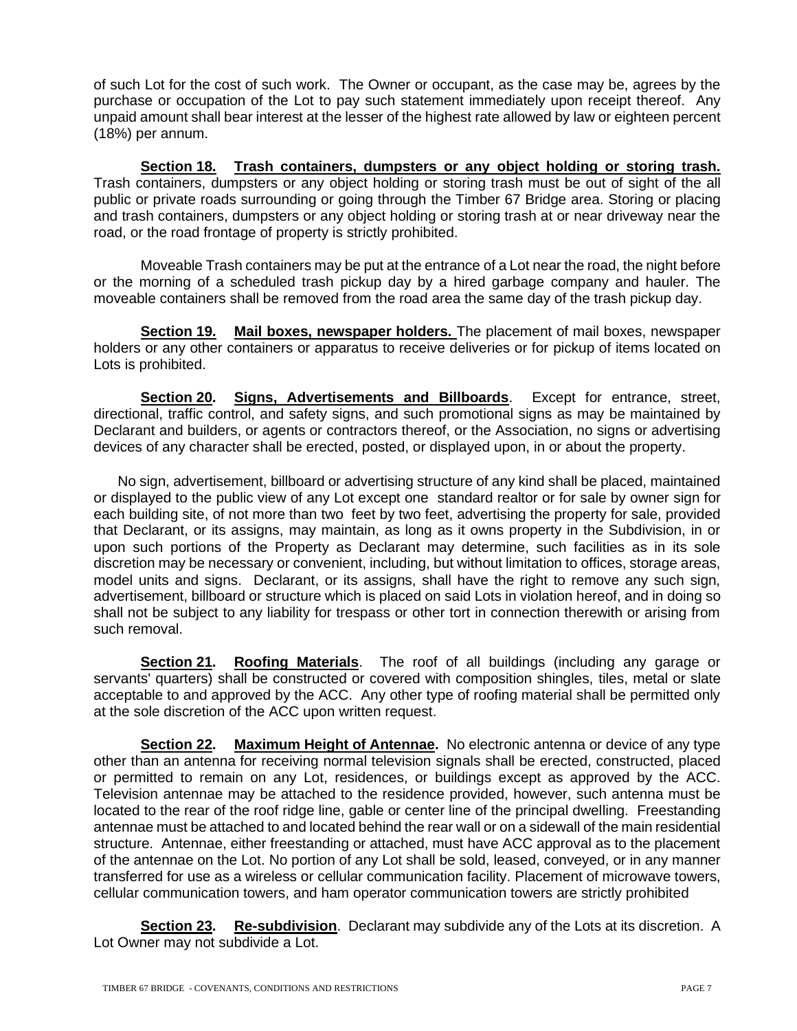of such Lot for the cost of such work. The Owner or occupant, as the case may be, agrees by the purchase or occupation of the Lot to pay such statement immediately upon receipt thereof. Any unpaid amount shall bear interest at the lesser of the highest rate allowed by law or eighteen percent (18%) per annum.

**Section 18. Trash containers, dumpsters or any object holding or storing trash.** Trash containers, dumpsters or any object holding or storing trash must be out of sight of the all public or private roads surrounding or going through the Timber 67 Bridge area. Storing or placing and trash containers, dumpsters or any object holding or storing trash at or near driveway near the road, or the road frontage of property is strictly prohibited.

Moveable Trash containers may be put at the entrance of a Lot near the road, the night before or the morning of a scheduled trash pickup day by a hired garbage company and hauler. The moveable containers shall be removed from the road area the same day of the trash pickup day.

**Section 19. Mail boxes, newspaper holders.** The placement of mail boxes, newspaper holders or any other containers or apparatus to receive deliveries or for pickup of items located on Lots is prohibited.

**Section 20. Signs, Advertisements and Billboards**. Except for entrance, street, directional, traffic control, and safety signs, and such promotional signs as may be maintained by Declarant and builders, or agents or contractors thereof, or the Association, no signs or advertising devices of any character shall be erected, posted, or displayed upon, in or about the property.

No sign, advertisement, billboard or advertising structure of any kind shall be placed, maintained or displayed to the public view of any Lot except one standard realtor or for sale by owner sign for each building site, of not more than two feet by two feet, advertising the property for sale, provided that Declarant, or its assigns, may maintain, as long as it owns property in the Subdivision, in or upon such portions of the Property as Declarant may determine, such facilities as in its sole discretion may be necessary or convenient, including, but without limitation to offices, storage areas, model units and signs. Declarant, or its assigns, shall have the right to remove any such sign, advertisement, billboard or structure which is placed on said Lots in violation hereof, and in doing so shall not be subject to any liability for trespass or other tort in connection therewith or arising from such removal.

**Section 21. Roofing Materials**. The roof of all buildings (including any garage or servants' quarters) shall be constructed or covered with composition shingles, tiles, metal or slate acceptable to and approved by the ACC. Any other type of roofing material shall be permitted only at the sole discretion of the ACC upon written request.

**Section 22. Maximum Height of Antennae.** No electronic antenna or device of any type other than an antenna for receiving normal television signals shall be erected, constructed, placed or permitted to remain on any Lot, residences, or buildings except as approved by the ACC. Television antennae may be attached to the residence provided, however, such antenna must be located to the rear of the roof ridge line, gable or center line of the principal dwelling. Freestanding antennae must be attached to and located behind the rear wall or on a sidewall of the main residential structure. Antennae, either freestanding or attached, must have ACC approval as to the placement of the antennae on the Lot. No portion of any Lot shall be sold, leased, conveyed, or in any manner transferred for use as a wireless or cellular communication facility. Placement of microwave towers, cellular communication towers, and ham operator communication towers are strictly prohibited

**Section 23. Re-subdivision**. Declarant may subdivide any of the Lots at its discretion. A Lot Owner may not subdivide a Lot.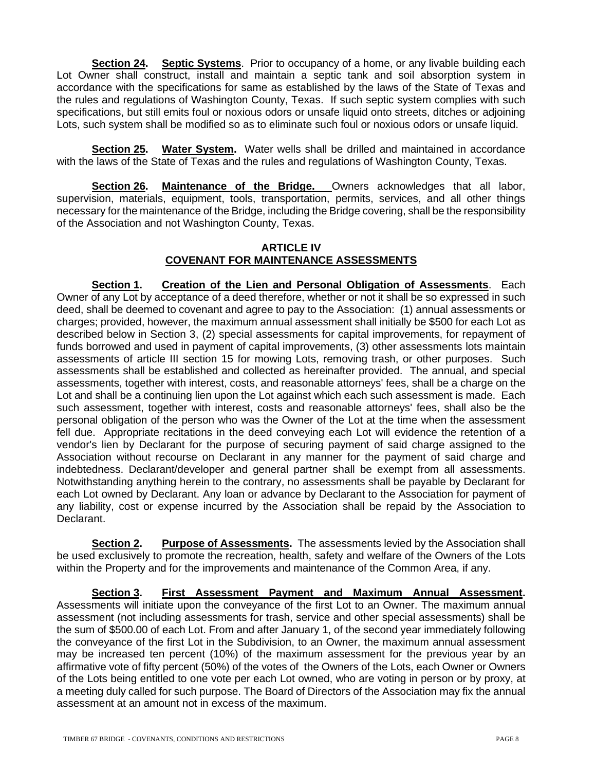**Section 24. Septic Systems**. Prior to occupancy of a home, or any livable building each Lot Owner shall construct, install and maintain a septic tank and soil absorption system in accordance with the specifications for same as established by the laws of the State of Texas and the rules and regulations of Washington County, Texas. If such septic system complies with such specifications, but still emits foul or noxious odors or unsafe liquid onto streets, ditches or adjoining Lots, such system shall be modified so as to eliminate such foul or noxious odors or unsafe liquid.

**Section 25. Water System.** Water wells shall be drilled and maintained in accordance with the laws of the State of Texas and the rules and regulations of Washington County, Texas.

**Section 26. Maintenance of the Bridge.** Owners acknowledges that all labor, supervision, materials, equipment, tools, transportation, permits, services, and all other things necessary for the maintenance of the Bridge, including the Bridge covering, shall be the responsibility of the Association and not Washington County, Texas.

## ARTICLE IV
## COVENANT FOR MAINTENANCE ASSESSMENTS

**Section 1. Creation of the Lien and Personal Obligation of Assessments**. Each Owner of any Lot by acceptance of a deed therefore, whether or not it shall be so expressed in such deed, shall be deemed to covenant and agree to pay to the Association: (1) annual assessments or charges; provided, however, the maximum annual assessment shall initially be $500 for each Lot as described below in Section 3, (2) special assessments for capital improvements, for repayment of funds borrowed and used in payment of capital improvements, (3) other assessments lots maintain assessments of article III section 15 for mowing Lots, removing trash, or other purposes. Such assessments shall be established and collected as hereinafter provided. The annual, and special assessments, together with interest, costs, and reasonable attorneys' fees, shall be a charge on the Lot and shall be a continuing lien upon the Lot against which each such assessment is made. Each such assessment, together with interest, costs and reasonable attorneys' fees, shall also be the personal obligation of the person who was the Owner of the Lot at the time when the assessment fell due. Appropriate recitations in the deed conveying each Lot will evidence the retention of a vendor's lien by Declarant for the purpose of securing payment of said charge assigned to the Association without recourse on Declarant in any manner for the payment of said charge and indebtedness. Declarant/developer and general partner shall be exempt from all assessments. Notwithstanding anything herein to the contrary, no assessments shall be payable by Declarant for each Lot owned by Declarant. Any loan or advance by Declarant to the Association for payment of any liability, cost or expense incurred by the Association shall be repaid by the Association to Declarant.

**Section 2. Purpose of Assessments.** The assessments levied by the Association shall be used exclusively to promote the recreation, health, safety and welfare of the Owners of the Lots within the Property and for the improvements and maintenance of the Common Area, if any.

**Section 3. First Assessment Payment and Maximum Annual Assessment.** Assessments will initiate upon the conveyance of the first Lot to an Owner. The maximum annual assessment (not including assessments for trash, service and other special assessments) shall be the sum of $500.00 of each Lot. From and after January 1, of the second year immediately following the conveyance of the first Lot in the Subdivision, to an Owner, the maximum annual assessment may be increased ten percent (10%) of the maximum assessment for the previous year by an affirmative vote of fifty percent (50%) of the votes of the Owners of the Lots, each Owner or Owners of the Lots being entitled to one vote per each Lot owned, who are voting in person or by proxy, at a meeting duly called for such purpose. The Board of Directors of the Association may fix the annual assessment at an amount not in excess of the maximum.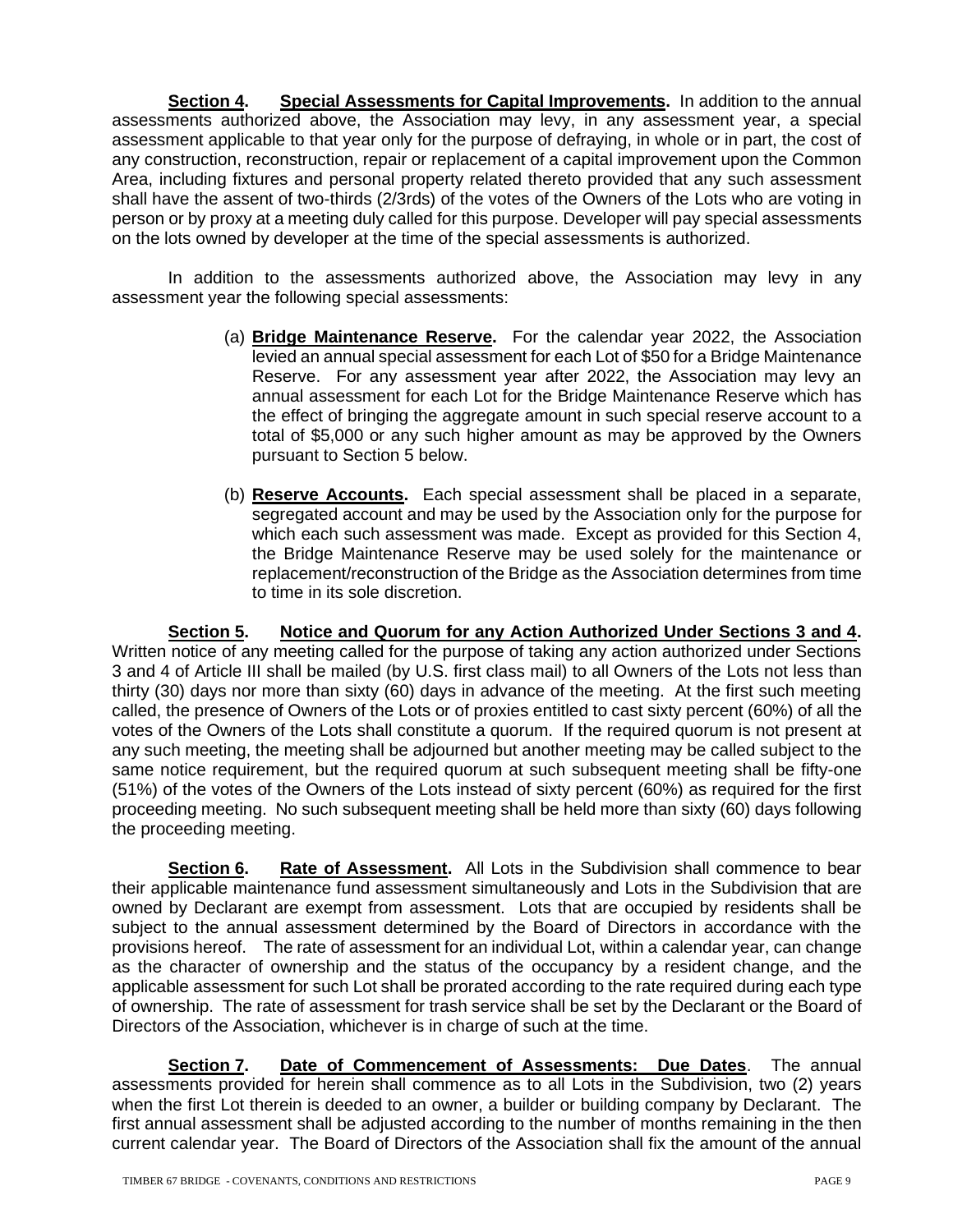**<u>Section 4</u>. <u>Special Assessments for Capital Improvements</u>.** In addition to the annual assessments authorized above, the Association may levy, in any assessment year, a special assessment applicable to that year only for the purpose of defraying, in whole or in part, the cost of any construction, reconstruction, repair or replacement of a capital improvement upon the Common Area, including fixtures and personal property related thereto provided that any such assessment shall have the assent of two-thirds (2/3rds) of the votes of the Owners of the Lots who are voting in person or by proxy at a meeting duly called for this purpose. Developer will pay special assessments on the lots owned by developer at the time of the special assessments is authorized.

In addition to the assessments authorized above, the Association may levy in any assessment year the following special assessments:

(a) **<u>Bridge Maintenance Reserve</u>.** For the calendar year 2022, the Association levied an annual special assessment for each Lot of $50 for a Bridge Maintenance Reserve. For any assessment year after 2022, the Association may levy an annual assessment for each Lot for the Bridge Maintenance Reserve which has the effect of bringing the aggregate amount in such special reserve account to a total of $5,000 or any such higher amount as may be approved by the Owners pursuant to Section 5 below.

(b) **<u>Reserve Accounts</u>.** Each special assessment shall be placed in a separate, segregated account and may be used by the Association only for the purpose for which each such assessment was made. Except as provided for this Section 4, the Bridge Maintenance Reserve may be used solely for the maintenance or replacement/reconstruction of the Bridge as the Association determines from time to time in its sole discretion.

**<u>Section 5</u>. <u>Notice and Quorum for any Action Authorized Under Sections 3 and 4</u>.** Written notice of any meeting called for the purpose of taking any action authorized under Sections 3 and 4 of Article III shall be mailed (by U.S. first class mail) to all Owners of the Lots not less than thirty (30) days nor more than sixty (60) days in advance of the meeting. At the first such meeting called, the presence of Owners of the Lots or of proxies entitled to cast sixty percent (60%) of all the votes of the Owners of the Lots shall constitute a quorum. If the required quorum is not present at any such meeting, the meeting shall be adjourned but another meeting may be called subject to the same notice requirement, but the required quorum at such subsequent meeting shall be fifty-one (51%) of the votes of the Owners of the Lots instead of sixty percent (60%) as required for the first proceeding meeting. No such subsequent meeting shall be held more than sixty (60) days following the proceeding meeting.

**<u>Section 6</u>. <u>Rate of Assessment</u>.** All Lots in the Subdivision shall commence to bear their applicable maintenance fund assessment simultaneously and Lots in the Subdivision that are owned by Declarant are exempt from assessment. Lots that are occupied by residents shall be subject to the annual assessment determined by the Board of Directors in accordance with the provisions hereof. The rate of assessment for an individual Lot, within a calendar year, can change as the character of ownership and the status of the occupancy by a resident change, and the applicable assessment for such Lot shall be prorated according to the rate required during each type of ownership. The rate of assessment for trash service shall be set by the Declarant or the Board of Directors of the Association, whichever is in charge of such at the time.

**<u>Section 7</u>. <u>Date of Commencement of Assessments: Due Dates</u>**. The annual assessments provided for herein shall commence as to all Lots in the Subdivision, two (2) years when the first Lot therein is deeded to an owner, a builder or building company by Declarant. The first annual assessment shall be adjusted according to the number of months remaining in the then current calendar year. The Board of Directors of the Association shall fix the amount of the annual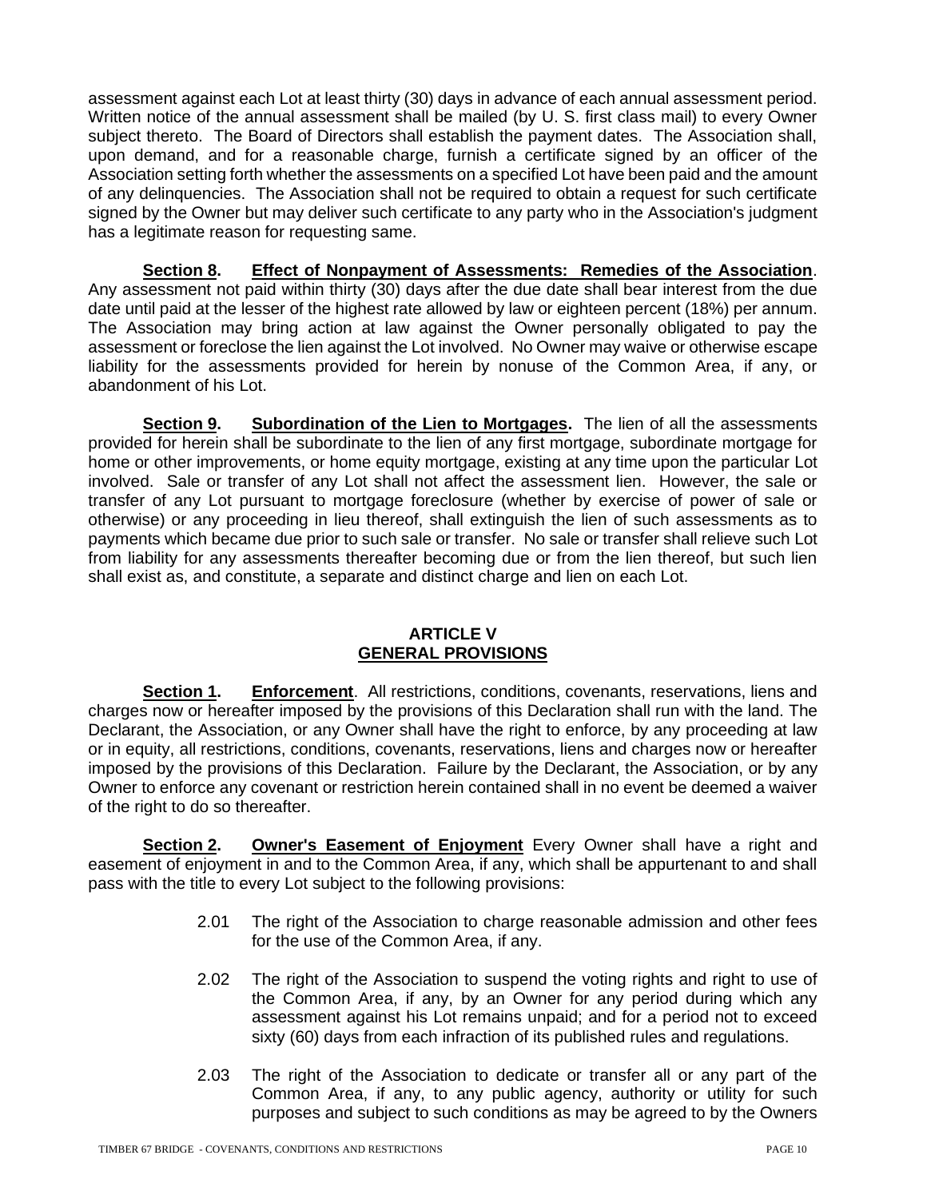assessment against each Lot at least thirty (30) days in advance of each annual assessment period. Written notice of the annual assessment shall be mailed (by U. S. first class mail) to every Owner subject thereto. The Board of Directors shall establish the payment dates. The Association shall, upon demand, and for a reasonable charge, furnish a certificate signed by an officer of the Association setting forth whether the assessments on a specified Lot have been paid and the amount of any delinquencies. The Association shall not be required to obtain a request for such certificate signed by the Owner but may deliver such certificate to any party who in the Association's judgment has a legitimate reason for requesting same.

**Section 8. Effect of Nonpayment of Assessments: Remedies of the Association**. Any assessment not paid within thirty (30) days after the due date shall bear interest from the due date until paid at the lesser of the highest rate allowed by law or eighteen percent (18%) per annum. The Association may bring action at law against the Owner personally obligated to pay the assessment or foreclose the lien against the Lot involved. No Owner may waive or otherwise escape liability for the assessments provided for herein by nonuse of the Common Area, if any, or abandonment of his Lot.

**Section 9. Subordination of the Lien to Mortgages.** The lien of all the assessments provided for herein shall be subordinate to the lien of any first mortgage, subordinate mortgage for home or other improvements, or home equity mortgage, existing at any time upon the particular Lot involved. Sale or transfer of any Lot shall not affect the assessment lien. However, the sale or transfer of any Lot pursuant to mortgage foreclosure (whether by exercise of power of sale or otherwise) or any proceeding in lieu thereof, shall extinguish the lien of such assessments as to payments which became due prior to such sale or transfer. No sale or transfer shall relieve such Lot from liability for any assessments thereafter becoming due or from the lien thereof, but such lien shall exist as, and constitute, a separate and distinct charge and lien on each Lot.

## ARTICLE V
## GENERAL PROVISIONS

**Section 1. Enforcement**. All restrictions, conditions, covenants, reservations, liens and charges now or hereafter imposed by the provisions of this Declaration shall run with the land. The Declarant, the Association, or any Owner shall have the right to enforce, by any proceeding at law or in equity, all restrictions, conditions, covenants, reservations, liens and charges now or hereafter imposed by the provisions of this Declaration. Failure by the Declarant, the Association, or by any Owner to enforce any covenant or restriction herein contained shall in no event be deemed a waiver of the right to do so thereafter.

**Section 2. Owner's Easement of Enjoyment** Every Owner shall have a right and easement of enjoyment in and to the Common Area, if any, which shall be appurtenant to and shall pass with the title to every Lot subject to the following provisions:

2.01 The right of the Association to charge reasonable admission and other fees for the use of the Common Area, if any.

2.02 The right of the Association to suspend the voting rights and right to use of the Common Area, if any, by an Owner for any period during which any assessment against his Lot remains unpaid; and for a period not to exceed sixty (60) days from each infraction of its published rules and regulations.

2.03 The right of the Association to dedicate or transfer all or any part of the Common Area, if any, to any public agency, authority or utility for such purposes and subject to such conditions as may be agreed to by the Owners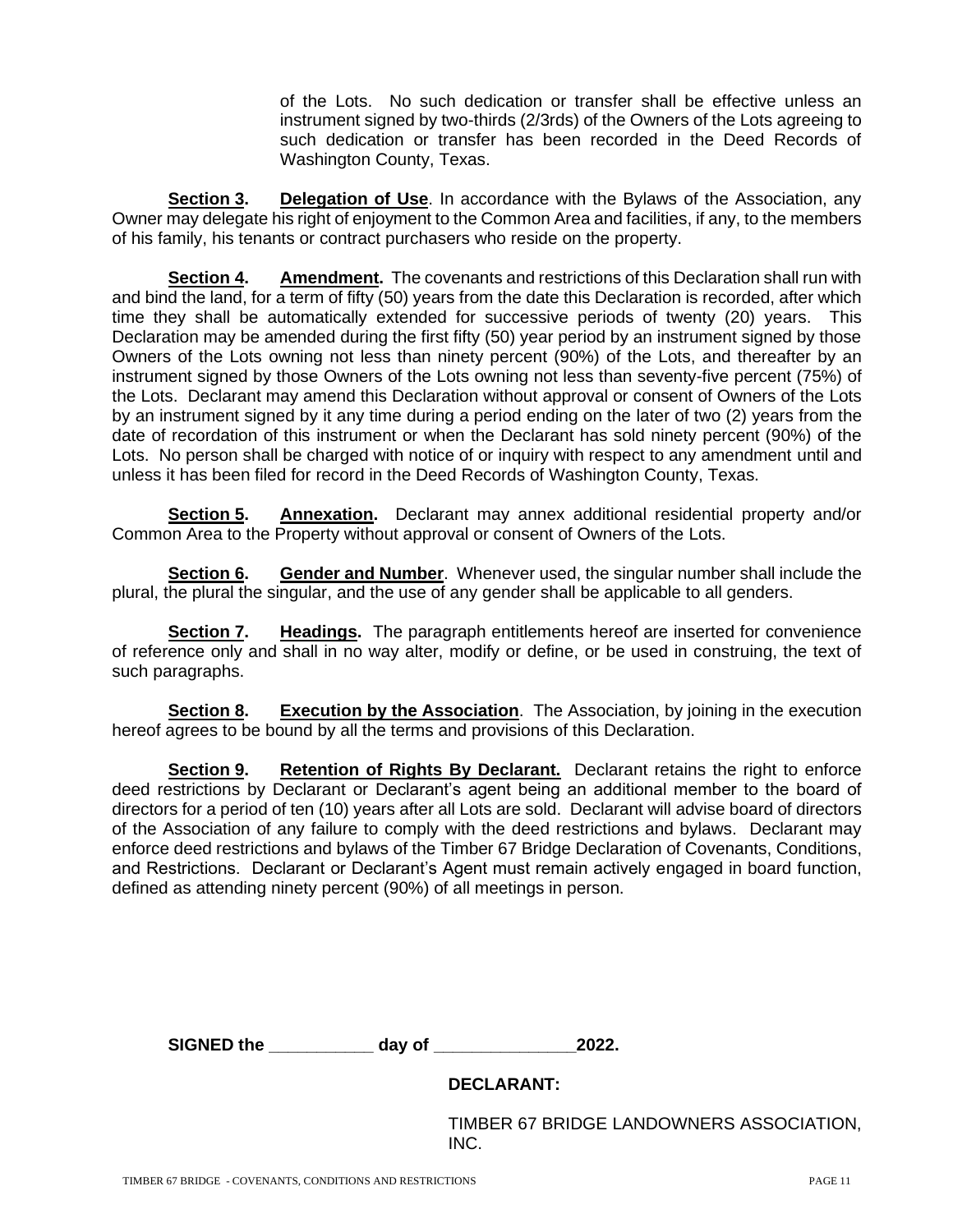of the Lots. No such dedication or transfer shall be effective unless an instrument signed by two-thirds (2/3rds) of the Owners of the Lots agreeing to such dedication or transfer has been recorded in the Deed Records of Washington County, Texas.

**Section 3.** **Delegation of Use**. In accordance with the Bylaws of the Association, any Owner may delegate his right of enjoyment to the Common Area and facilities, if any, to the members of his family, his tenants or contract purchasers who reside on the property.

**Section 4.** **Amendment.** The covenants and restrictions of this Declaration shall run with and bind the land, for a term of fifty (50) years from the date this Declaration is recorded, after which time they shall be automatically extended for successive periods of twenty (20) years. This Declaration may be amended during the first fifty (50) year period by an instrument signed by those Owners of the Lots owning not less than ninety percent (90%) of the Lots, and thereafter by an instrument signed by those Owners of the Lots owning not less than seventy-five percent (75%) of the Lots. Declarant may amend this Declaration without approval or consent of Owners of the Lots by an instrument signed by it any time during a period ending on the later of two (2) years from the date of recordation of this instrument or when the Declarant has sold ninety percent (90%) of the Lots. No person shall be charged with notice of or inquiry with respect to any amendment until and unless it has been filed for record in the Deed Records of Washington County, Texas.

**Section 5.** **Annexation.** Declarant may annex additional residential property and/or Common Area to the Property without approval or consent of Owners of the Lots.

**Section 6.** **Gender and Number**. Whenever used, the singular number shall include the plural, the plural the singular, and the use of any gender shall be applicable to all genders.

**Section 7.** **Headings.** The paragraph entitlements hereof are inserted for convenience of reference only and shall in no way alter, modify or define, or be used in construing, the text of such paragraphs.

**Section 8.** **Execution by the Association**. The Association, by joining in the execution hereof agrees to be bound by all the terms and provisions of this Declaration.

**Section 9.** **Retention of Rights By Declarant.** Declarant retains the right to enforce deed restrictions by Declarant or Declarant's agent being an additional member to the board of directors for a period of ten (10) years after all Lots are sold. Declarant will advise board of directors of the Association of any failure to comply with the deed restrictions and bylaws. Declarant may enforce deed restrictions and bylaws of the Timber 67 Bridge Declaration of Covenants, Conditions, and Restrictions. Declarant or Declarant's Agent must remain actively engaged in board function, defined as attending ninety percent (90%) of all meetings in person.

**SIGNED the \_\_\_\_\_\_\_\_\_\_\_ day of \_\_\_\_\_\_\_\_\_\_\_\_\_\_\_2022.**

**DECLARANT:**

TIMBER 67 BRIDGE LANDOWNERS ASSOCIATION, INC.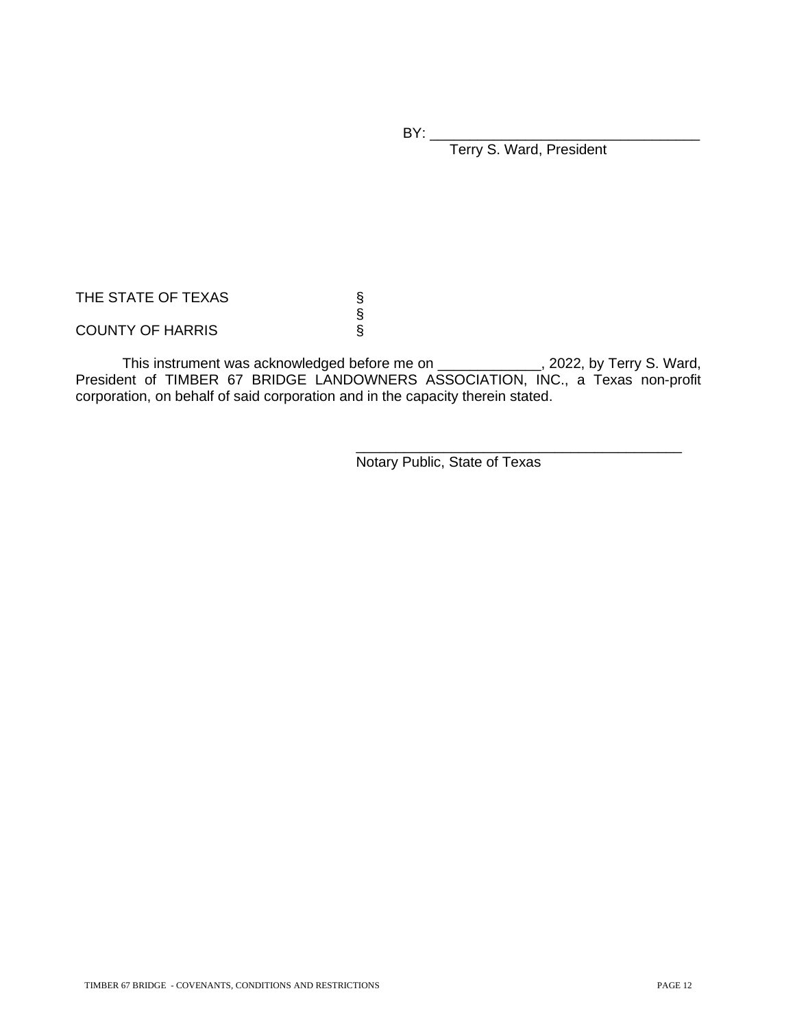BY: _________________________________
Terry S. Wara, President

THE STATE OF TEXAS §
§
COUNTY OF HARRIS §

This instrument was acknowledged before me on _____________, 2022, by Terry S. Ward, President of TIMBER 67 BRIDGE LANDOWNERS ASSOCIATION, INC., a Texas non-profit corporation, on behalf of said corporation and in the capacity therein stated.

_________________________________________
Notary Public, State of Texas

BY: _________________________________
Terry S. Ward, President

THE STATE OF TEXAS §
§
COUNTY OF HARRIS §

This instrument was acknowledged before me on _____________, 2022, by Terry S. Ward, President of TIMBER 67 BRIDGE LANDOWNERS ASSOCIATION, INC., a Texas non-profit corporation, on behalf of said corporation and in the capacity therein stated.

_________________________________________
Notary Public, State of Texas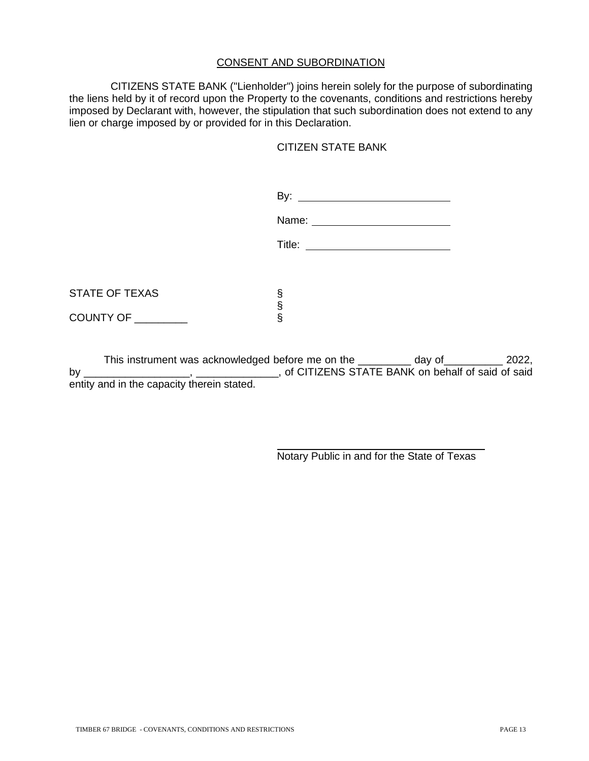<u>CONSENT AND SUBORDINATION</u>

CITIZENS STATE BANK ("Lienholder") joins herein solely for the purpose of subordinating the liens held by it of record upon the Property to the covenants, conditions and restrictions hereby imposed by Declarant with, however, the stipulation that such subordination does not extend to any lien or charge imposed by or provided for in this Declaration.

CITIZEN STATE BANK

By: ___________________________

Name: ________________________

Title: _________________________

STATE OF TEXAS §
§
COUNTY OF _________ §

This instrument was acknowledged before me on the _________ day of__________ 2022, by __________________, ______________, of CITIZENS STATE BANK on behalf of said of said entity and in the capacity therein stated.

___________________________________
Notary Public in and for the State of Texas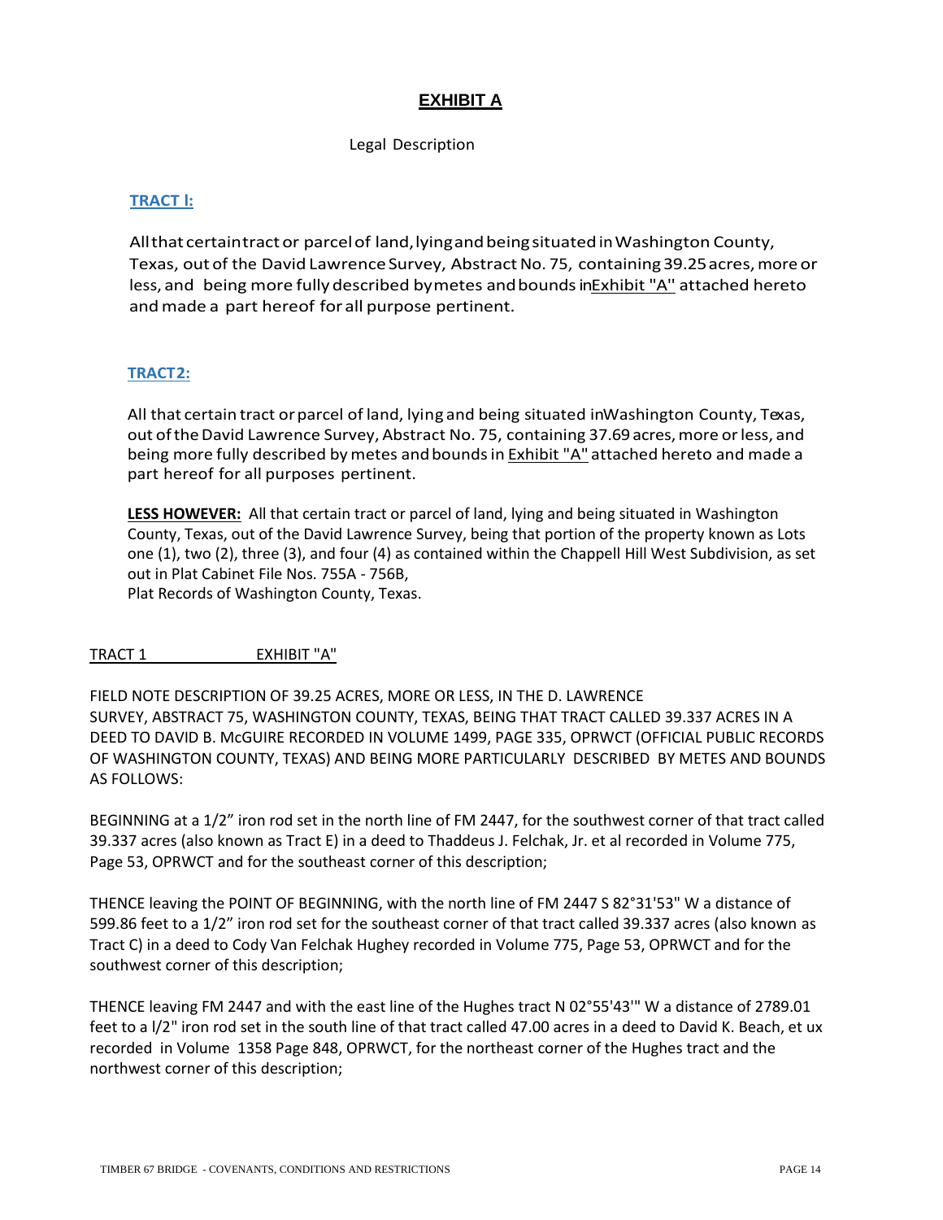## EXHIBIT A

Legal Description

**TRACT l:**

All that certain tract or parcel of land, lying and being situated in Washington County, Texas, out of the David Lawrence Survey, Abstract No. 75, containing 39.25 acres, more or less, and being more fully described by metes and bounds in Exhibit "A" attached hereto and made a part hereof for all purpose pertinent.

**TRACT 2:**

All that certain tract or parcel of land, lying and being situated in Washington County, Texas, out of the David Lawrence Survey, Abstract No. 75, containing 37.69 acres, more or less, and being more fully described by metes and bounds in Exhibit "A" attached hereto and made a part hereof for all purposes pertinent.

**LESS HOWEVER:** All that certain tract or parcel of land, lying and being situated in Washington County, Texas, out of the David Lawrence Survey, being that portion of the property known as Lots one (1), two (2), three (3), and four (4) as contained within the Chappell Hill West Subdivision, as set out in Plat Cabinet File Nos. 755A - 756B,
Plat Records of Washington County, Texas.

TRACT 1 EXHIBIT "A"

FIELD NOTE DESCRIPTION OF 39.25 ACRES, MORE OR LESS, IN THE D. LAWRENCE SURVEY, ABSTRACT 75, WASHINGTON COUNTY, TEXAS, BEING THAT TRACT CALLED 39.337 ACRES IN A DEED TO DAVID B. McGUIRE RECORDED IN VOLUME 1499, PAGE 335, OPRWCT (OFFICIAL PUBLIC RECORDS OF WASHINGTON COUNTY, TEXAS) AND BEING MORE PARTICULARLY DESCRIBED BY METES AND BOUNDS AS FOLLOWS:

BEGINNING at a 1/2" iron rod set in the north line of FM 2447, for the southwest corner of that tract called 39.337 acres (also known as Tract E) in a deed to Thaddeus J. Felchak, Jr. et al recorded in Volume 775, Page 53, OPRWCT and for the southeast corner of this description;

THENCE leaving the POINT OF BEGINNING, with the north line of FM 2447 S 82°31'53" W a distance of 599.86 feet to a 1/2" iron rod set for the southeast corner of that tract called 39.337 acres (also known as Tract C) in a deed to Cody Van Felchak Hughey recorded in Volume 775, Page 53, OPRWCT and for the southwest corner of this description;

THENCE leaving FM 2447 and with the east line of the Hughes tract N 02°55'43'" W a distance of 2789.01 feet to a l/2" iron rod set in the south line of that tract called 47.00 acres in a deed to David K. Beach, et ux recorded in Volume 1358 Page 848, OPRWCT, for the northeast corner of the Hughes tract and the northwest corner of this description;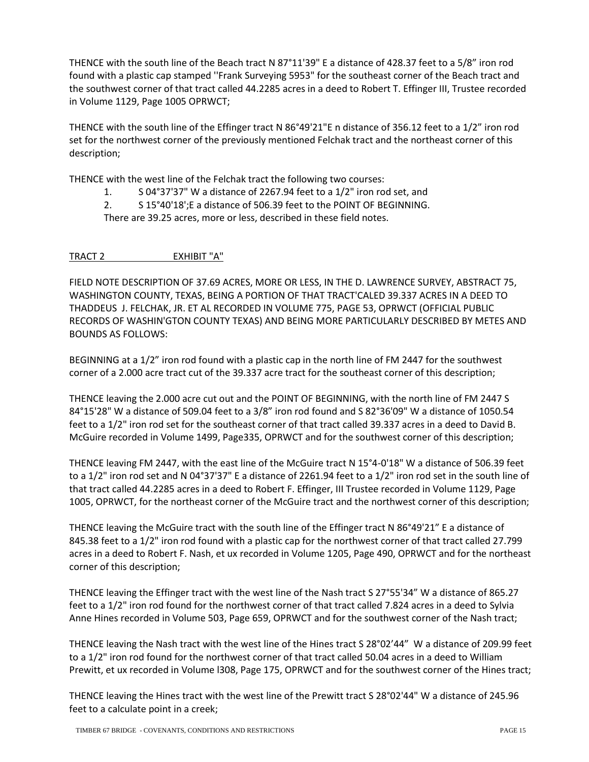THENCE with the south line of the Beach tract N 87°11'39" E a distance of 428.37 feet to a 5/8" iron rod found with a plastic cap stamped ''Frank Surveying 5953" for the southeast corner of the Beach tract and the southwest corner of that tract called 44.2285 acres in a deed to Robert T. Effinger III, Trustee recorded in Volume 1129, Page 1005 OPRWCT;

THENCE with the south line of the Effinger tract N 86°49'21"E n distance of 356.12 feet to a 1/2" iron rod set for the northwest corner of the previously mentioned Felchak tract and the northeast corner of this description;

THENCE with the west line of the Felchak tract the following two courses:

1. S 04°37'37" W a distance of 2267.94 feet to a 1/2" iron rod set, and
2. S 15°40'18';E a distance of 506.39 feet to the POINT OF BEGINNING.

There are 39.25 acres, more or less, described in these field notes.

<u>TRACT 2 EXHIBIT "A"</u>

FIELD NOTE DESCRIPTION OF 37.69 ACRES, MORE OR LESS, IN THE D. LAWRENCE SURVEY, ABSTRACT 75, WASHINGTON COUNTY, TEXAS, BEING A PORTION OF THAT TRACT'CALED 39.337 ACRES IN A DEED TO THADDEUS J. FELCHAK, JR. ET AL RECORDED IN VOLUME 775, PAGE 53, OPRWCT (OFFICIAL PUBLIC RECORDS OF WASHIN'GTON COUNTY TEXAS) AND BEING MORE PARTICULARLY DESCRIBED BY METES AND BOUNDS AS FOLLOWS:

BEGINNING at a 1/2" iron rod found with a plastic cap in the north line of FM 2447 for the southwest corner of a 2.000 acre tract cut of the 39.337 acre tract for the southeast corner of this description;

THENCE leaving the 2.000 acre cut out and the POINT OF BEGINNING, with the north line of FM 2447 S 84°15'28" W a distance of 509.04 feet to a 3/8" iron rod found and S 82°36'09" W a distance of 1050.54 feet to a 1/2" iron rod set for the southeast corner of that tract called 39.337 acres in a deed to David B. McGuire recorded in Volume 1499, Page335, OPRWCT and for the southwest corner of this description;

THENCE leaving FM 2447, with the east line of the McGuire tract N 15°4-0'18" W a distance of 506.39 feet to a 1/2" iron rod set and N 04°37'37" E a distance of 2261.94 feet to a 1/2" iron rod set in the south line of that tract called 44.2285 acres in a deed to Robert F. Effinger, III Trustee recorded in Volume 1129, Page 1005, OPRWCT, for the northeast corner of the McGuire tract and the northwest corner of this description;

THENCE leaving the McGuire tract with the south line of the Effinger tract N 86°49'21" E a distance of 845.38 feet to a 1/2" iron rod found with a plastic cap for the northwest corner of that tract called 27.799 acres in a deed to Robert F. Nash, et ux recorded in Volume 1205, Page 490, OPRWCT and for the northeast corner of this description;

THENCE leaving the Effinger tract with the west line of the Nash tract S 27°55'34" W a distance of 865.27 feet to a 1/2" iron rod found for the northwest corner of that tract called 7.824 acres in a deed to Sylvia Anne Hines recorded in Volume 503, Page 659, OPRWCT and for the southwest corner of the Nash tract;

THENCE leaving the Nash tract with the west line of the Hines tract S 28°02'44" W a distance of 209.99 feet to a 1/2" iron rod found for the northwest corner of that tract called 50.04 acres in a deed to William Prewitt, et ux recorded in Volume l308, Page 175, OPRWCT and for the southwest corner of the Hines tract;

THENCE leaving the Hines tract with the west line of the Prewitt tract S 28°02'44" W a distance of 245.96 feet to a calculate point in a creek;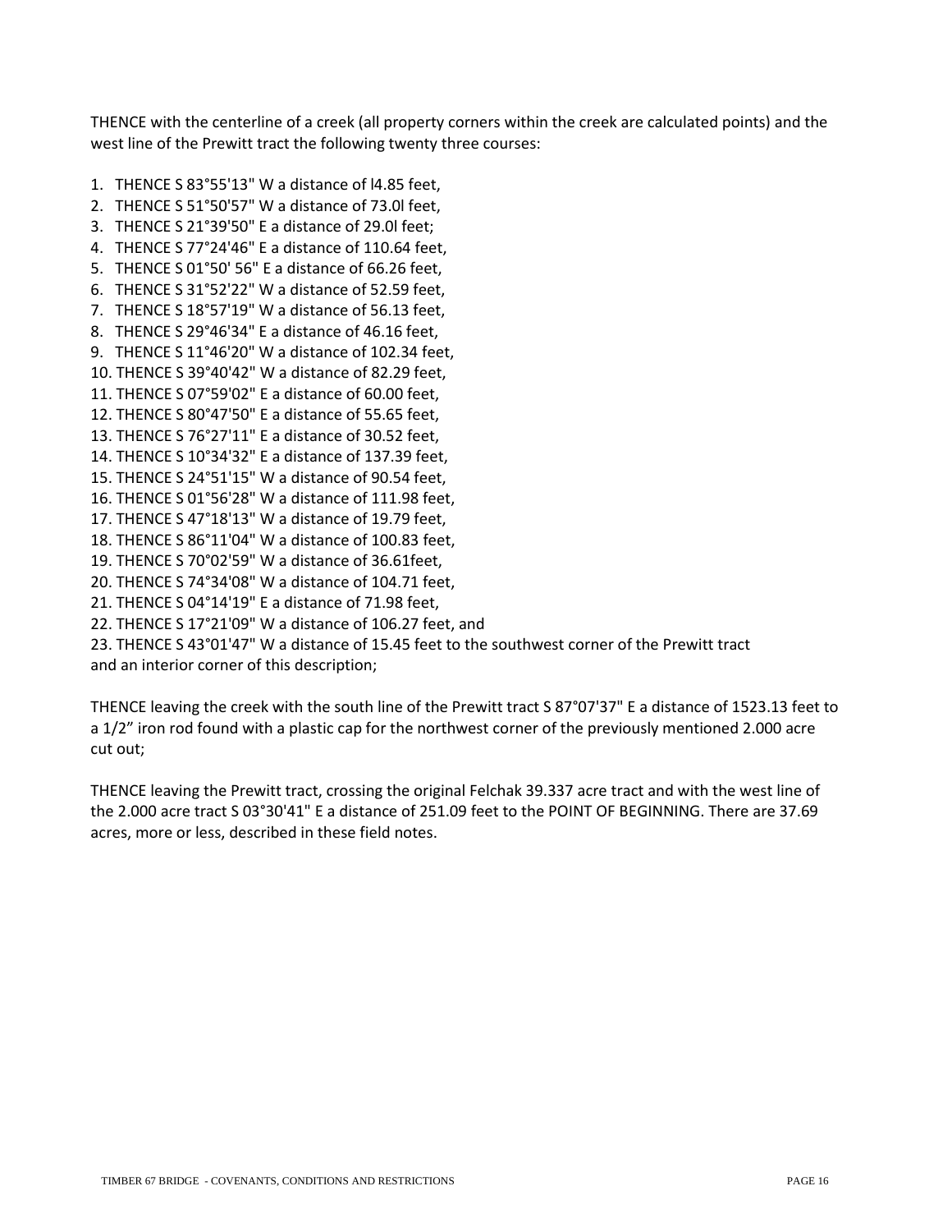THENCE with the centerline of a creek (all property corners within the creek are calculated points) and the west line of the Prewitt tract the following twenty three courses:

1. THENCE S 83°55'13" W a distance of l4.85 feet,
2. THENCE S 51°50'57" W a distance of 73.0l feet,
3. THENCE S 21°39'50" E a distance of 29.0l feet;
4. THENCE S 77°24'46" E a distance of 110.64 feet,
5. THENCE S 01°50' 56" E a distance of 66.26 feet,
6. THENCE S 31°52'22" W a distance of 52.59 feet,
7. THENCE S 18°57'19" W a distance of 56.13 feet,
8. THENCE S 29°46'34" E a distance of 46.16 feet,
9. THENCE S 11°46'20" W a distance of 102.34 feet,
10. THENCE S 39°40'42" W a distance of 82.29 feet,
11. THENCE S 07°59'02" E a distance of 60.00 feet,
12. THENCE S 80°47'50" E a distance of 55.65 feet,
13. THENCE S 76°27'11" E a distance of 30.52 feet,
14. THENCE S 10°34'32" E a distance of 137.39 feet,
15. THENCE S 24°51'15" W a distance of 90.54 feet,
16. THENCE S 01°56'28" W a distance of 111.98 feet,
17. THENCE S 47°18'13" W a distance of 19.79 feet,
18. THENCE S 86°11'04" W a distance of 100.83 feet,
19. THENCE S 70°02'59" W a distance of 36.61feet,
20. THENCE S 74°34'08" W a distance of 104.71 feet,
21. THENCE S 04°14'19" E a distance of 71.98 feet,
22. THENCE S 17°21'09" W a distance of 106.27 feet, and
23. THENCE S 43°01'47" W a distance of 15.45 feet to the southwest corner of the Prewitt tract and an interior corner of this description;

THENCE leaving the creek with the south line of the Prewitt tract S 87°07'37" E a distance of 1523.13 feet to a 1/2" iron rod found with a plastic cap for the northwest corner of the previously mentioned 2.000 acre cut out;

THENCE leaving the Prewitt tract, crossing the original Felchak 39.337 acre tract and with the west line of the 2.000 acre tract S 03°30'41" E a distance of 251.09 feet to the POINT OF BEGINNING. There are 37.69 acres, more or less, described in these field notes.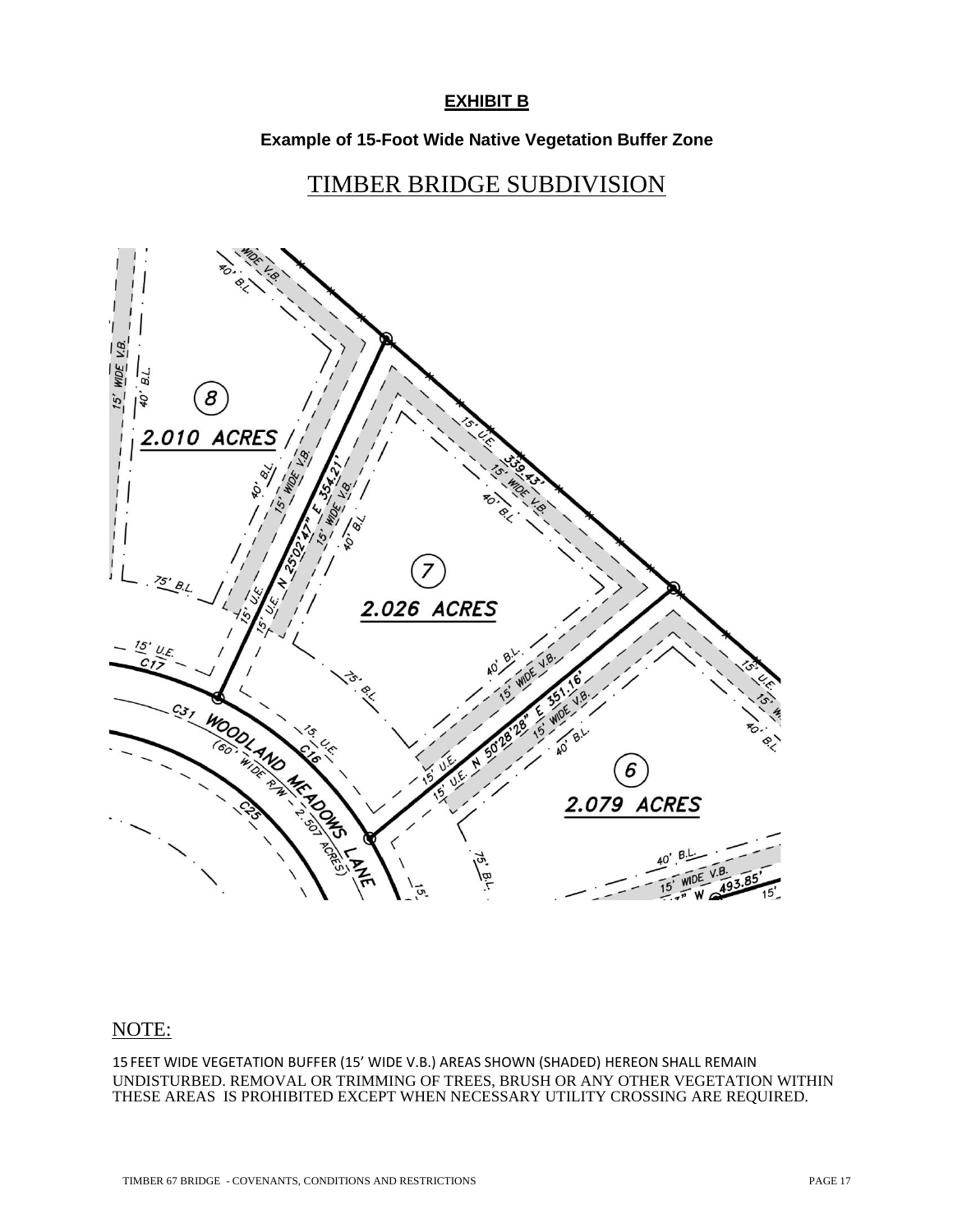**EXHIBIT B**

**Example of 15-Foot Wide Native Vegetation Buffer Zone**

TIMBER BRIDGE SUBDIVISION

8

2.010 ACRES

7

2.026 ACRES

6

2.079 ACRES

15' WIDE V.B.

40' B.L.

75' B.L.

15' U.E.

N 25°02'47" E 354.21'

339.43'

N 50°28'28" E 351.16'

493.85'

C17

C31

C16

C25

WOODLAND MEADOWS LANE

(60' WIDE R/W - 2.507 ACRES)

NOTE:

15 FEET WIDE VEGETATION BUFFER (15' WIDE V.B.) AREAS SHOWN (SHADED) HEREON SHALL REMAIN UNDISTURBED. REMOVAL OR TRIMMING OF TREES, BRUSH OR ANY OTHER VEGETATION WITHIN THESE AREAS IS PROHIBITED EXCEPT WHEN NECESSARY UTILITY CROSSING ARE REQUIRED.